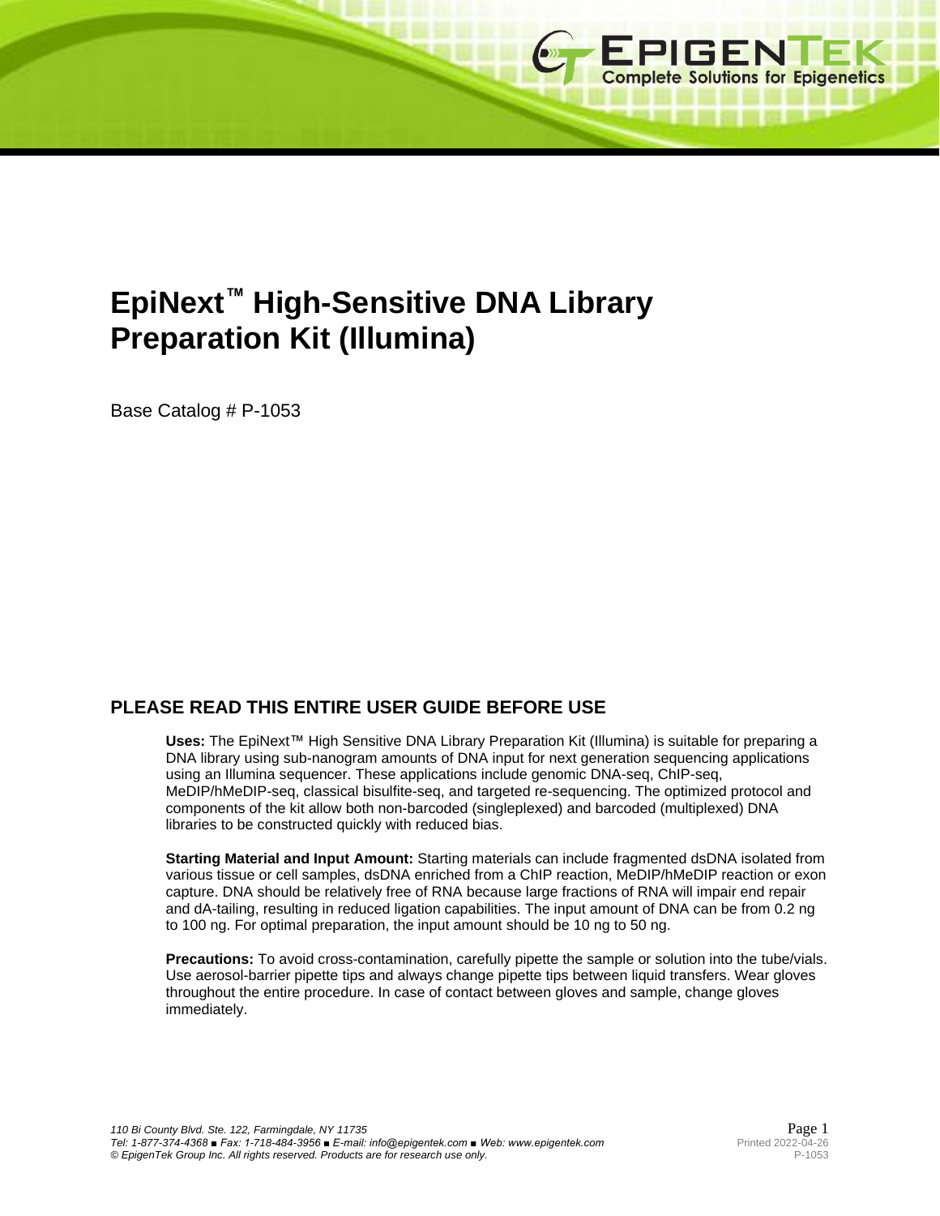# EpiNext™ High-Sensitive DNA Library Preparation Kit (Illumina)

Base Catalog # P-1053

## PLEASE READ THIS ENTIRE USER GUIDE BEFORE USE

**Uses:** The EpiNext™ High Sensitive DNA Library Preparation Kit (Illumina) is suitable for preparing a DNA library using sub-nanogram amounts of DNA input for next generation sequencing applications using an Illumina sequencer. These applications include genomic DNA-seq, ChIP-seq, MeDIP/hMeDIP-seq, classical bisulfite-seq, and targeted re-sequencing. The optimized protocol and components of the kit allow both non-barcoded (singleplexed) and barcoded (multiplexed) DNA libraries to be constructed quickly with reduced bias.

**Starting Material and Input Amount:** Starting materials can include fragmented dsDNA isolated from various tissue or cell samples, dsDNA enriched from a ChIP reaction, MeDIP/hMeDIP reaction or exon capture. DNA should be relatively free of RNA because large fractions of RNA will impair end repair and dA-tailing, resulting in reduced ligation capabilities. The input amount of DNA can be from 0.2 ng to 100 ng. For optimal preparation, the input amount should be 10 ng to 50 ng.

**Precautions:** To avoid cross-contamination, carefully pipette the sample or solution into the tube/vials. Use aerosol-barrier pipette tips and always change pipette tips between liquid transfers. Wear gloves throughout the entire procedure. In case of contact between gloves and sample, change gloves immediately.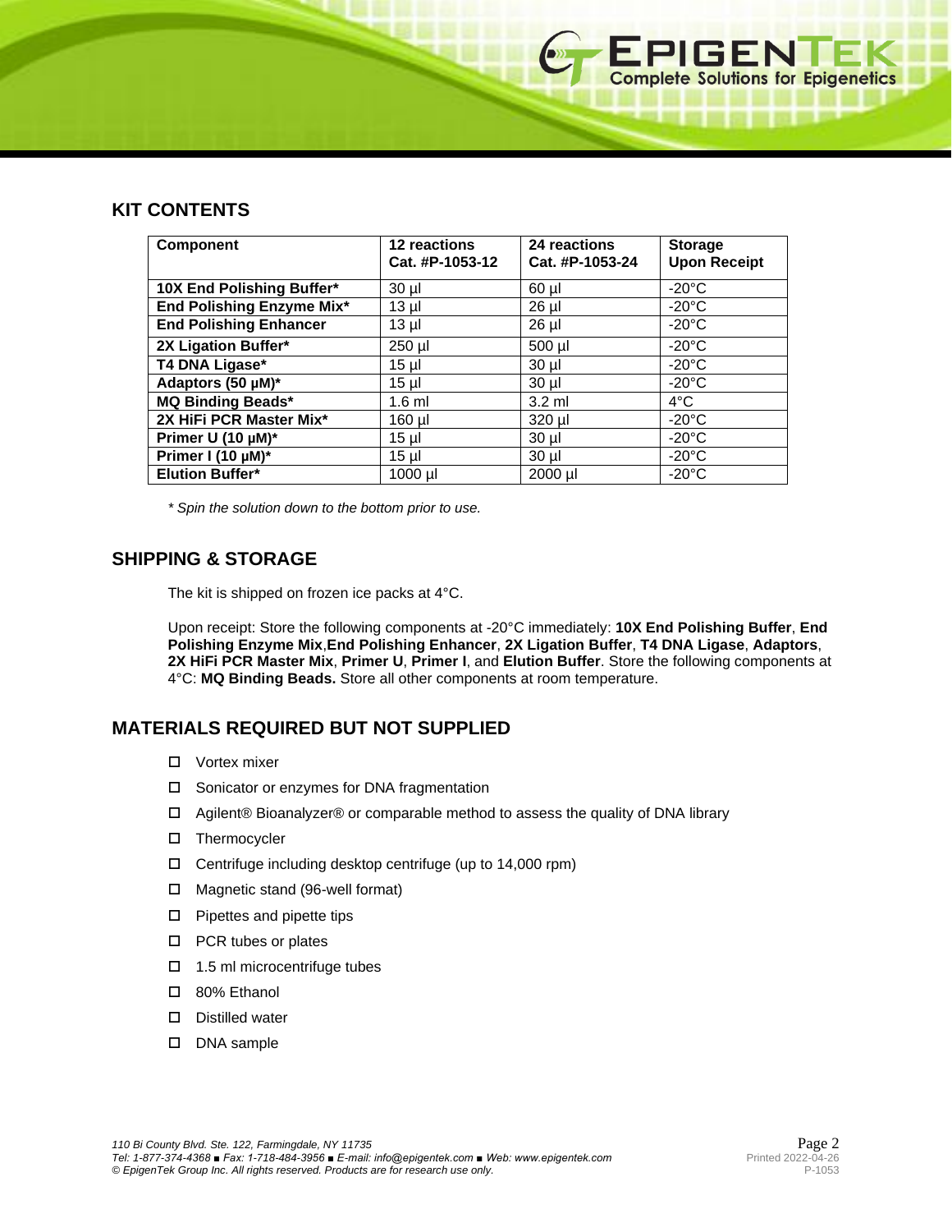## KIT CONTENTS

| Component | 12 reactions Cat. #P-1053-12 | 24 reactions Cat. #P-1053-24 | Storage Upon Receipt |
|---|---|---|---|
| **10X End Polishing Buffer*** | 30 µl | 60 µl | -20°C |
| **End Polishing Enzyme Mix*** | 13 µl | 26 µl | -20°C |
| **End Polishing Enhancer** | 13 µl | 26 µl | -20°C |
| **2X Ligation Buffer*** | 250 µl | 500 µl | -20°C |
| **T4 DNA Ligase*** | 15 µl | 30 µl | -20°C |
| **Adaptors (50 µM)*** | 15 µl | 30 µl | -20°C |
| **MQ Binding Beads*** | 1.6 ml | 3.2 ml | 4°C |
| **2X HiFi PCR Master Mix*** | 160 µl | 320 µl | -20°C |
| **Primer U (10 µM)*** | 15 µl | 30 µl | -20°C |
| **Primer I (10 µM)*** | 15 µl | 30 µl | -20°C |
| **Elution Buffer*** | 1000 µl | 2000 µl | -20°C |

*\* Spin the solution down to the bottom prior to use.*

## SHIPPING & STORAGE

The kit is shipped on frozen ice packs at 4°C.

Upon receipt: Store the following components at -20°C immediately: **10X End Polishing Buffer**, **End Polishing Enzyme Mix**,**End Polishing Enhancer**, **2X Ligation Buffer**, **T4 DNA Ligase**, **Adaptors**, **2X HiFi PCR Master Mix**, **Primer U**, **Primer I**, and **Elution Buffer**. Store the following components at 4°C: **MQ Binding Beads.** Store all other components at room temperature.

## MATERIALS REQUIRED BUT NOT SUPPLIED

- ☐ Vortex mixer
- ☐ Sonicator or enzymes for DNA fragmentation
- ☐ Agilent® Bioanalyzer® or comparable method to assess the quality of DNA library
- ☐ Thermocycler
- ☐ Centrifuge including desktop centrifuge (up to 14,000 rpm)
- ☐ Magnetic stand (96-well format)
- ☐ Pipettes and pipette tips
- ☐ PCR tubes or plates
- ☐ 1.5 ml microcentrifuge tubes
- ☐ 80% Ethanol
- ☐ Distilled water
- ☐ DNA sample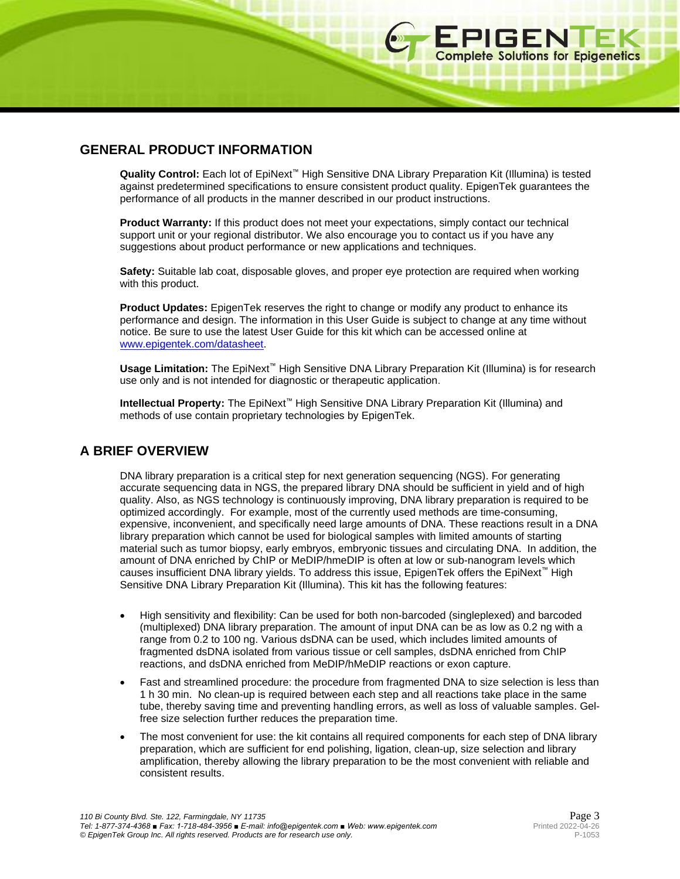## GENERAL PRODUCT INFORMATION

**Quality Control:** Each lot of EpiNext™ High Sensitive DNA Library Preparation Kit (Illumina) is tested against predetermined specifications to ensure consistent product quality. EpigenTek guarantees the performance of all products in the manner described in our product instructions.

**Product Warranty:** If this product does not meet your expectations, simply contact our technical support unit or your regional distributor. We also encourage you to contact us if you have any suggestions about product performance or new applications and techniques.

**Safety:** Suitable lab coat, disposable gloves, and proper eye protection are required when working with this product.

**Product Updates:** EpigenTek reserves the right to change or modify any product to enhance its performance and design. The information in this User Guide is subject to change at any time without notice. Be sure to use the latest User Guide for this kit which can be accessed online at www.epigentek.com/datasheet.

**Usage Limitation:** The EpiNext™ High Sensitive DNA Library Preparation Kit (Illumina) is for research use only and is not intended for diagnostic or therapeutic application.

**Intellectual Property:** The EpiNext™ High Sensitive DNA Library Preparation Kit (Illumina) and methods of use contain proprietary technologies by EpigenTek.

## A BRIEF OVERVIEW

DNA library preparation is a critical step for next generation sequencing (NGS). For generating accurate sequencing data in NGS, the prepared library DNA should be sufficient in yield and of high quality. Also, as NGS technology is continuously improving, DNA library preparation is required to be optimized accordingly. For example, most of the currently used methods are time-consuming, expensive, inconvenient, and specifically need large amounts of DNA. These reactions result in a DNA library preparation which cannot be used for biological samples with limited amounts of starting material such as tumor biopsy, early embryos, embryonic tissues and circulating DNA. In addition, the amount of DNA enriched by ChIP or MeDIP/hmeDIP is often at low or sub-nanogram levels which causes insufficient DNA library yields. To address this issue, EpigenTek offers the EpiNext™ High Sensitive DNA Library Preparation Kit (Illumina). This kit has the following features:

- High sensitivity and flexibility: Can be used for both non-barcoded (singleplexed) and barcoded (multiplexed) DNA library preparation. The amount of input DNA can be as low as 0.2 ng with a range from 0.2 to 100 ng. Various dsDNA can be used, which includes limited amounts of fragmented dsDNA isolated from various tissue or cell samples, dsDNA enriched from ChIP reactions, and dsDNA enriched from MeDIP/hMeDIP reactions or exon capture.
- Fast and streamlined procedure: the procedure from fragmented DNA to size selection is less than 1 h 30 min. No clean-up is required between each step and all reactions take place in the same tube, thereby saving time and preventing handling errors, as well as loss of valuable samples. Gel-free size selection further reduces the preparation time.
- The most convenient for use: the kit contains all required components for each step of DNA library preparation, which are sufficient for end polishing, ligation, clean-up, size selection and library amplification, thereby allowing the library preparation to be the most convenient with reliable and consistent results.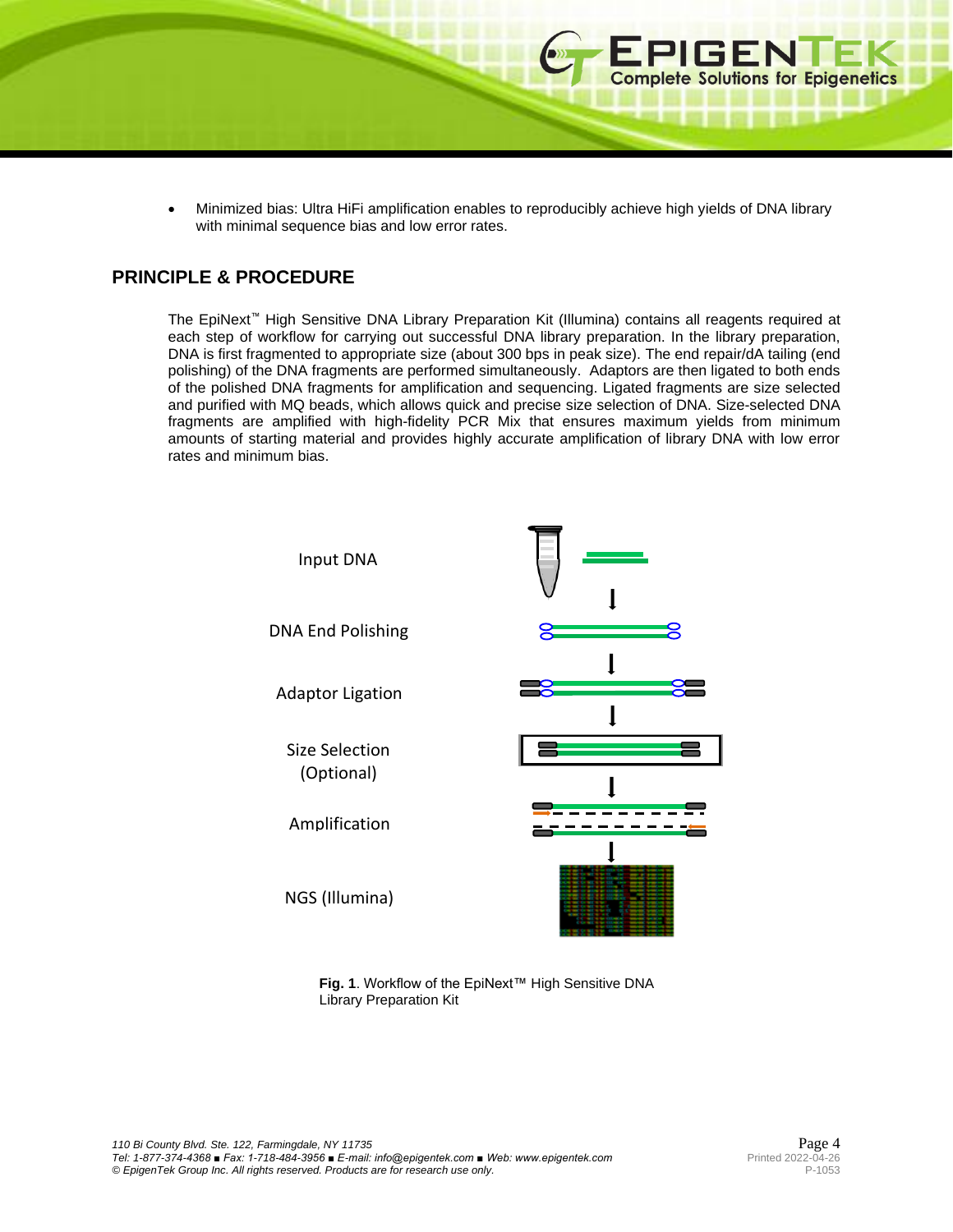- Minimized bias: Ultra HiFi amplification enables to reproducibly achieve high yields of DNA library with minimal sequence bias and low error rates.

## PRINCIPLE & PROCEDURE

The EpiNext™ High Sensitive DNA Library Preparation Kit (Illumina) contains all reagents required at each step of workflow for carrying out successful DNA library preparation. In the library preparation, DNA is first fragmented to appropriate size (about 300 bps in peak size). The end repair/dA tailing (end polishing) of the DNA fragments are performed simultaneously. Adaptors are then ligated to both ends of the polished DNA fragments for amplification and sequencing. Ligated fragments are size selected and purified with MQ beads, which allows quick and precise size selection of DNA. Size-selected DNA fragments are amplified with high-fidelity PCR Mix that ensures maximum yields from minimum amounts of starting material and provides highly accurate amplification of library DNA with low error rates and minimum bias.

Input DNA

DNA End Polishing

Adaptor Ligation

Size Selection (Optional)

Amplification

NGS (Illumina)

**Fig. 1**. Workflow of the EpiNext™ High Sensitive DNA Library Preparation Kit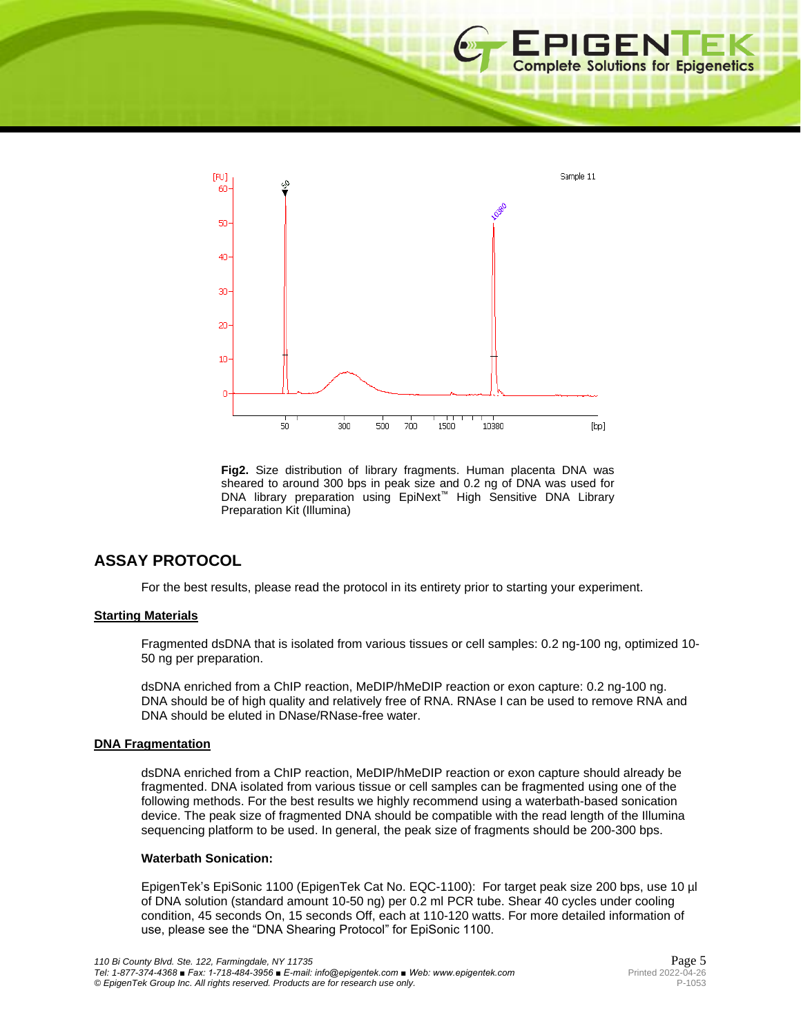**Fig2.** Size distribution of library fragments. Human placenta DNA was sheared to around 300 bps in peak size and 0.2 ng of DNA was used for DNA library preparation using EpiNext™ High Sensitive DNA Library Preparation Kit (Illumina)

## ASSAY PROTOCOL

For the best results, please read the protocol in its entirety prior to starting your experiment.

### Starting Materials

Fragmented dsDNA that is isolated from various tissues or cell samples: 0.2 ng-100 ng, optimized 10-50 ng per preparation.

dsDNA enriched from a ChIP reaction, MeDIP/hMeDIP reaction or exon capture: 0.2 ng-100 ng. DNA should be of high quality and relatively free of RNA. RNAse I can be used to remove RNA and DNA should be eluted in DNase/RNase-free water.

### DNA Fragmentation

dsDNA enriched from a ChIP reaction, MeDIP/hMeDIP reaction or exon capture should already be fragmented. DNA isolated from various tissue or cell samples can be fragmented using one of the following methods. For the best results we highly recommend using a waterbath-based sonication device. The peak size of fragmented DNA should be compatible with the read length of the Illumina sequencing platform to be used. In general, the peak size of fragments should be 200-300 bps.

**Waterbath Sonication:**

EpigenTek's EpiSonic 1100 (EpigenTek Cat No. EQC-1100): For target peak size 200 bps, use 10 µl of DNA solution (standard amount 10-50 ng) per 0.2 ml PCR tube. Shear 40 cycles under cooling condition, 45 seconds On, 15 seconds Off, each at 110-120 watts. For more detailed information of use, please see the "DNA Shearing Protocol" for EpiSonic 1100.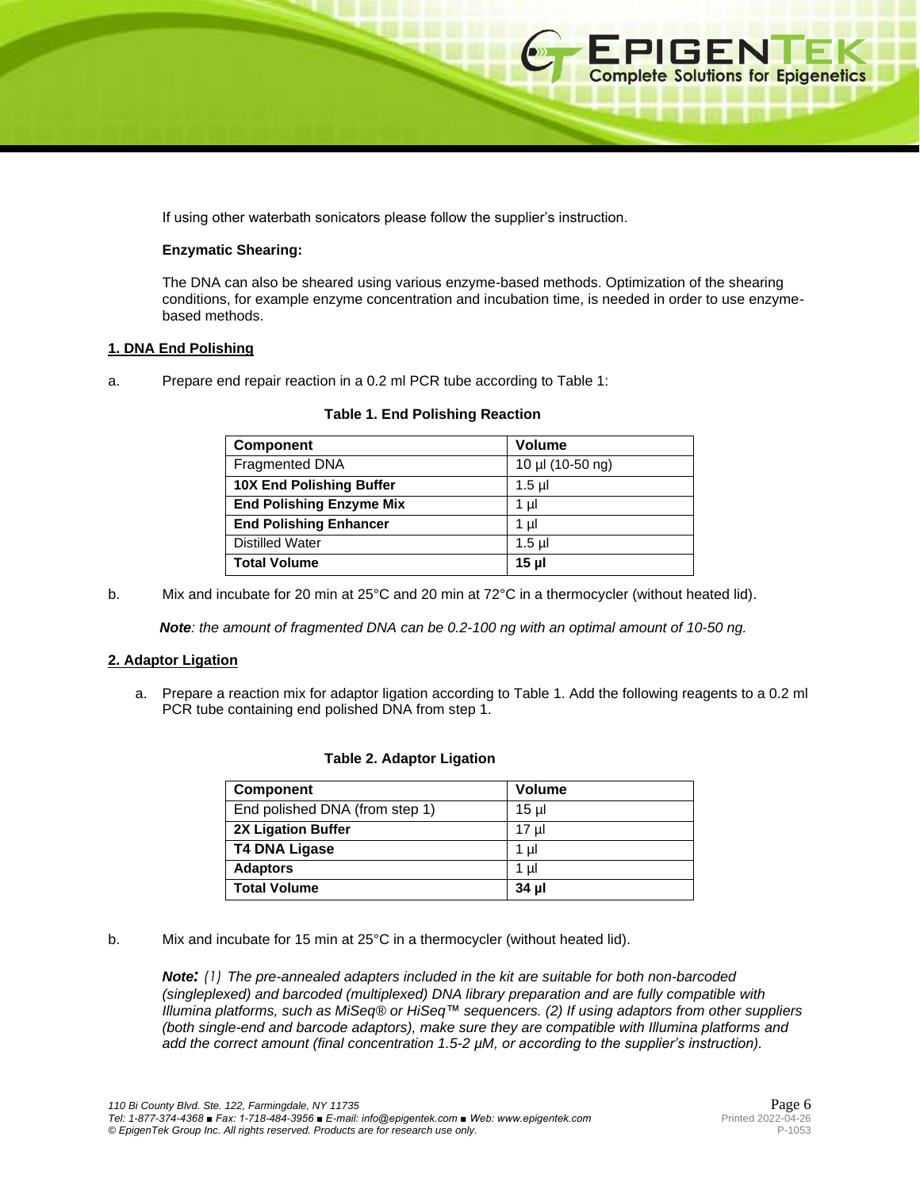If using other waterbath sonicators please follow the supplier's instruction.

**Enzymatic Shearing:**

The DNA can also be sheared using various enzyme-based methods. Optimization of the shearing conditions, for example enzyme concentration and incubation time, is needed in order to use enzyme-based methods.

## 1. DNA End Polishing

a. Prepare end repair reaction in a 0.2 ml PCR tube according to Table 1:

**Table 1. End Polishing Reaction**

| Component | Volume |
|---|---|
| Fragmented DNA | 10 µl (10-50 ng) |
| **10X End Polishing Buffer** | 1.5 µl |
| **End Polishing Enzyme Mix** | 1 µl |
| **End Polishing Enhancer** | 1 µl |
| Distilled Water | 1.5 µl |
| **Total Volume** | **15 µl** |

b. Mix and incubate for 20 min at 25°C and 20 min at 72°C in a thermocycler (without heated lid).

***Note****: the amount of fragmented DNA can be 0.2-100 ng with an optimal amount of 10-50 ng.*

## 2. Adaptor Ligation

a. Prepare a reaction mix for adaptor ligation according to Table 1. Add the following reagents to a 0.2 ml PCR tube containing end polished DNA from step 1.

**Table 2. Adaptor Ligation**

| Component | Volume |
|---|---|
| End polished DNA (from step 1) | 15 µl |
| **2X Ligation Buffer** | 17 µl |
| **T4 DNA Ligase** | 1 µl |
| **Adaptors** | 1 µl |
| **Total Volume** | **34 µl** |

b. Mix and incubate for 15 min at 25°C in a thermocycler (without heated lid).

***Note:*** *(1) The pre-annealed adapters included in the kit are suitable for both non-barcoded (singleplexed) and barcoded (multiplexed) DNA library preparation and are fully compatible with Illumina platforms, such as MiSeq® or HiSeq™ sequencers. (2) If using adaptors from other suppliers (both single-end and barcode adaptors), make sure they are compatible with Illumina platforms and add the correct amount (final concentration 1.5-2 µM, or according to the supplier's instruction).*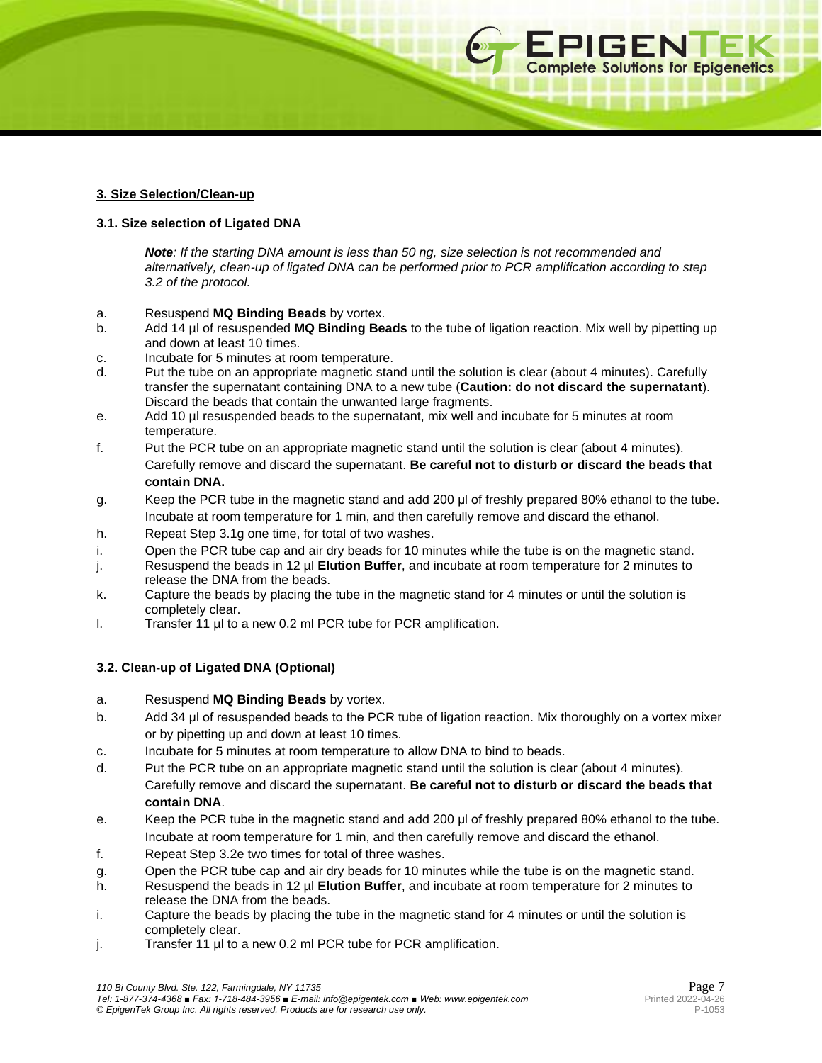## 3. Size Selection/Clean-up

### 3.1. Size selection of Ligated DNA

> ***Note**: If the starting DNA amount is less than 50 ng, size selection is not recommended and alternatively, clean-up of ligated DNA can be performed prior to PCR amplification according to step 3.2 of the protocol.*

a. Resuspend **MQ Binding Beads** by vortex.

b. Add 14 µl of resuspended **MQ Binding Beads** to the tube of ligation reaction. Mix well by pipetting up and down at least 10 times.

c. Incubate for 5 minutes at room temperature.

d. Put the tube on an appropriate magnetic stand until the solution is clear (about 4 minutes). Carefully transfer the supernatant containing DNA to a new tube (**Caution: do not discard the supernatant**). Discard the beads that contain the unwanted large fragments.

e. Add 10 µl resuspended beads to the supernatant, mix well and incubate for 5 minutes at room temperature.

f. Put the PCR tube on an appropriate magnetic stand until the solution is clear (about 4 minutes). Carefully remove and discard the supernatant. **Be careful not to disturb or discard the beads that contain DNA.**

g. Keep the PCR tube in the magnetic stand and add 200 µl of freshly prepared 80% ethanol to the tube. Incubate at room temperature for 1 min, and then carefully remove and discard the ethanol.

h. Repeat Step 3.1g one time, for total of two washes.

i. Open the PCR tube cap and air dry beads for 10 minutes while the tube is on the magnetic stand.

j. Resuspend the beads in 12 µl **Elution Buffer**, and incubate at room temperature for 2 minutes to release the DNA from the beads.

k. Capture the beads by placing the tube in the magnetic stand for 4 minutes or until the solution is completely clear.

l. Transfer 11 µl to a new 0.2 ml PCR tube for PCR amplification.

### 3.2. Clean-up of Ligated DNA (Optional)

a. Resuspend **MQ Binding Beads** by vortex.

b. Add 34 µl of resuspended beads to the PCR tube of ligation reaction. Mix thoroughly on a vortex mixer or by pipetting up and down at least 10 times.

c. Incubate for 5 minutes at room temperature to allow DNA to bind to beads.

d. Put the PCR tube on an appropriate magnetic stand until the solution is clear (about 4 minutes). Carefully remove and discard the supernatant. **Be careful not to disturb or discard the beads that contain DNA**.

e. Keep the PCR tube in the magnetic stand and add 200 µl of freshly prepared 80% ethanol to the tube. Incubate at room temperature for 1 min, and then carefully remove and discard the ethanol.

f. Repeat Step 3.2e two times for total of three washes.

g. Open the PCR tube cap and air dry beads for 10 minutes while the tube is on the magnetic stand.

h. Resuspend the beads in 12 µl **Elution Buffer**, and incubate at room temperature for 2 minutes to release the DNA from the beads.

i. Capture the beads by placing the tube in the magnetic stand for 4 minutes or until the solution is completely clear.

j. Transfer 11 µl to a new 0.2 ml PCR tube for PCR amplification.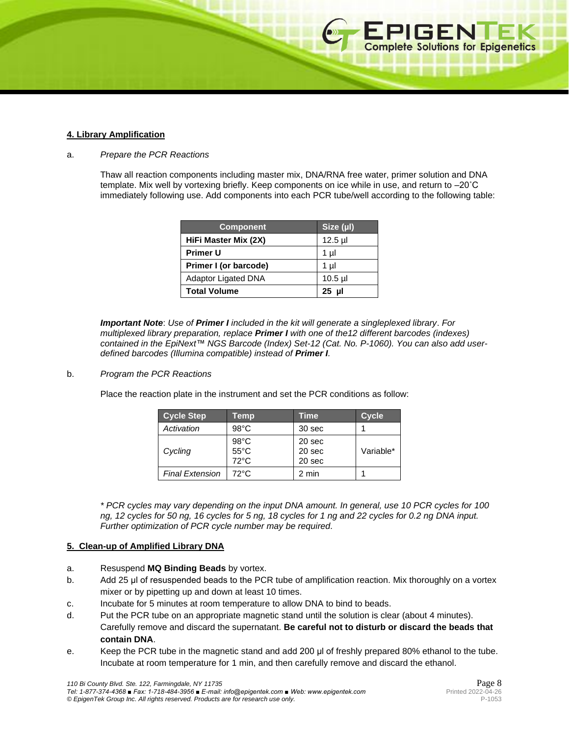**4. Library Amplification**

a. *Prepare the PCR Reactions*

Thaw all reaction components including master mix, DNA/RNA free water, primer solution and DNA template. Mix well by vortexing briefly. Keep components on ice while in use, and return to –20˚C immediately following use. Add components into each PCR tube/well according to the following table:

| Component | Size (µl) |
|---|---|
| **HiFi Master Mix (2X)** | 12.5 µl |
| **Primer U** | 1 µl |
| **Primer I (or barcode)** | 1 µl |
| Adaptor Ligated DNA | 10.5 µl |
| **Total Volume** | **25 µl** |

***Important Note***: *Use of **Primer I** included in the kit will generate a singleplexed library. For multiplexed library preparation, replace **Primer I** with one of the12 different barcodes (indexes) contained in the EpiNext™ NGS Barcode (Index) Set-12 (Cat. No. P-1060). You can also add user-defined barcodes (Illumina compatible) instead of **Primer I**.*

b. *Program the PCR Reactions*

Place the reaction plate in the instrument and set the PCR conditions as follow:

| Cycle Step | Temp | Time | Cycle |
|---|---|---|---|
| *Activation* | 98°C | 30 sec | 1 |
| *Cycling* | 98°C<br>55°C<br>72°C | 20 sec<br>20 sec<br>20 sec | Variable* |
| *Final Extension* | 72°C | 2 min | 1 |

*\* PCR cycles may vary depending on the input DNA amount. In general, use 10 PCR cycles for 100 ng, 12 cycles for 50 ng, 16 cycles for 5 ng, 18 cycles for 1 ng and 22 cycles for 0.2 ng DNA input. Further optimization of PCR cycle number may be required.*

**5. Clean-up of Amplified Library DNA**

a. Resuspend **MQ Binding Beads** by vortex.

b. Add 25 µl of resuspended beads to the PCR tube of amplification reaction. Mix thoroughly on a vortex mixer or by pipetting up and down at least 10 times.

c. Incubate for 5 minutes at room temperature to allow DNA to bind to beads.

d. Put the PCR tube on an appropriate magnetic stand until the solution is clear (about 4 minutes). Carefully remove and discard the supernatant. **Be careful not to disturb or discard the beads that contain DNA**.

e. Keep the PCR tube in the magnetic stand and add 200 µl of freshly prepared 80% ethanol to the tube. Incubate at room temperature for 1 min, and then carefully remove and discard the ethanol.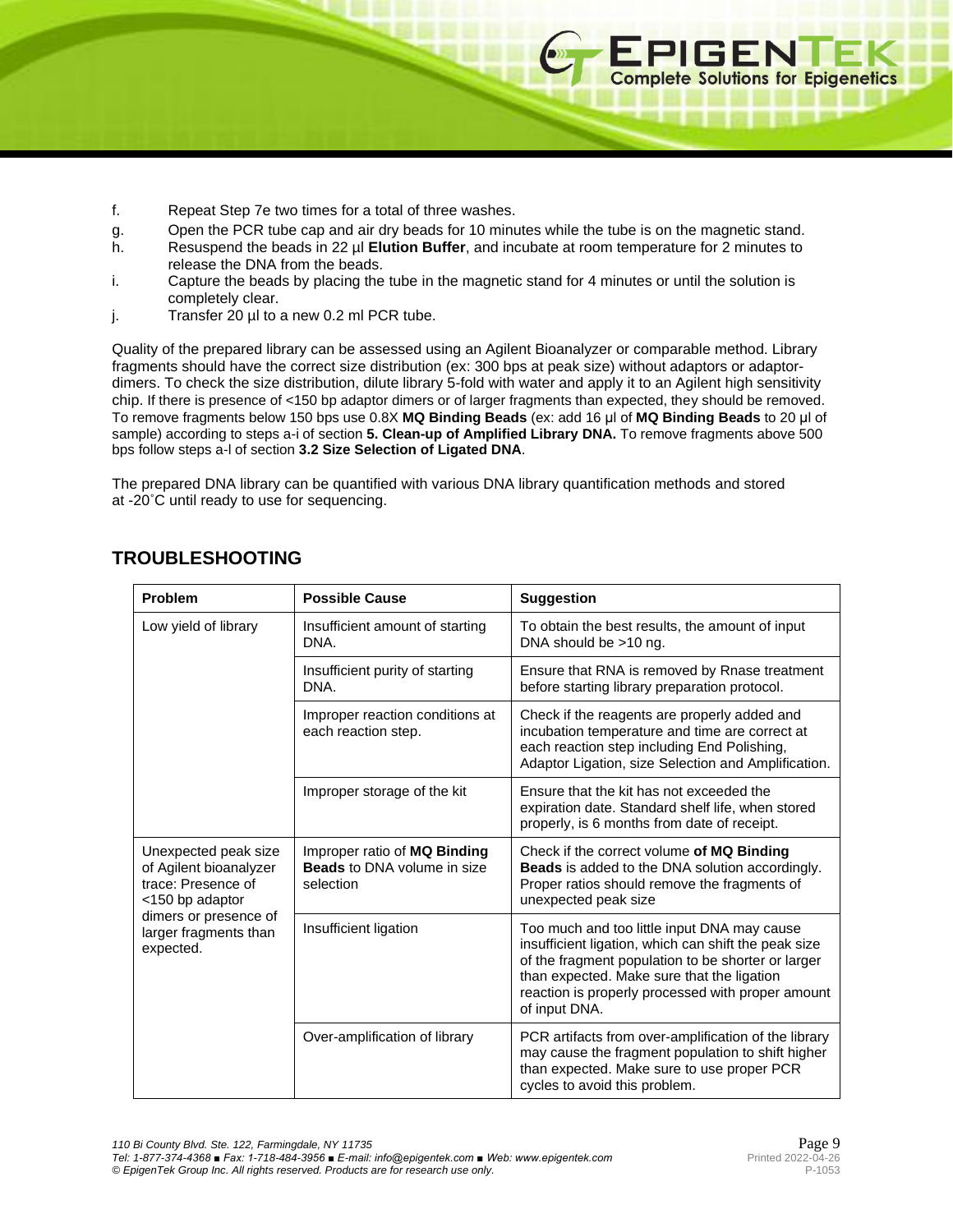f. Repeat Step 7e two times for a total of three washes.

g. Open the PCR tube cap and air dry beads for 10 minutes while the tube is on the magnetic stand.

h. Resuspend the beads in 22 µl **Elution Buffer**, and incubate at room temperature for 2 minutes to release the DNA from the beads.

i. Capture the beads by placing the tube in the magnetic stand for 4 minutes or until the solution is completely clear.

j. Transfer 20 µl to a new 0.2 ml PCR tube.

Quality of the prepared library can be assessed using an Agilent Bioanalyzer or comparable method. Library fragments should have the correct size distribution (ex: 300 bps at peak size) without adaptors or adaptor-dimers. To check the size distribution, dilute library 5-fold with water and apply it to an Agilent high sensitivity chip. If there is presence of <150 bp adaptor dimers or of larger fragments than expected, they should be removed. To remove fragments below 150 bps use 0.8X **MQ Binding Beads** (ex: add 16 µl of **MQ Binding Beads** to 20 µl of sample) according to steps a-i of section **5. Clean-up of Amplified Library DNA.** To remove fragments above 500 bps follow steps a-l of section **3.2 Size Selection of Ligated DNA**.

The prepared DNA library can be quantified with various DNA library quantification methods and stored at -20˚C until ready to use for sequencing.

## TROUBLESHOOTING

| Problem | Possible Cause | Suggestion |
|---|---|---|
| Low yield of library | Insufficient amount of starting DNA. | To obtain the best results, the amount of input DNA should be >10 ng. |
| | Insufficient purity of starting DNA. | Ensure that RNA is removed by Rnase treatment before starting library preparation protocol. |
| | Improper reaction conditions at each reaction step. | Check if the reagents are properly added and incubation temperature and time are correct at each reaction step including End Polishing, Adaptor Ligation, size Selection and Amplification. |
| | Improper storage of the kit | Ensure that the kit has not exceeded the expiration date. Standard shelf life, when stored properly, is 6 months from date of receipt. |
| Unexpected peak size of Agilent bioanalyzer trace: Presence of <150 bp adaptor dimers or presence of larger fragments than expected. | Improper ratio of **MQ Binding Beads** to DNA volume in size selection | Check if the correct volume **of MQ Binding Beads** is added to the DNA solution accordingly. Proper ratios should remove the fragments of unexpected peak size |
| | Insufficient ligation | Too much and too little input DNA may cause insufficient ligation, which can shift the peak size of the fragment population to be shorter or larger than expected. Make sure that the ligation reaction is properly processed with proper amount of input DNA. |
| | Over-amplification of library | PCR artifacts from over-amplification of the library may cause the fragment population to shift higher than expected. Make sure to use proper PCR cycles to avoid this problem. |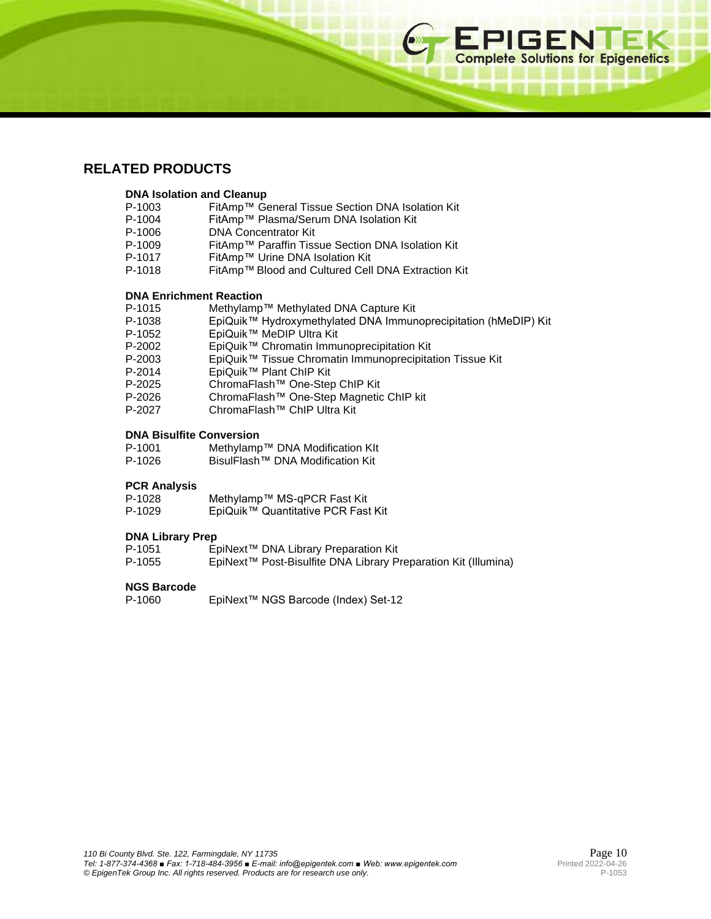## RELATED PRODUCTS

### DNA Isolation and Cleanup

| | |
|---|---|
| P-1003 | FitAmp™ General Tissue Section DNA Isolation Kit |
| P-1004 | FitAmp™ Plasma/Serum DNA Isolation Kit |
| P-1006 | DNA Concentrator Kit |
| P-1009 | FitAmp™ Paraffin Tissue Section DNA Isolation Kit |
| P-1017 | FitAmp™ Urine DNA Isolation Kit |
| P-1018 | FitAmp™ Blood and Cultured Cell DNA Extraction Kit |

### DNA Enrichment Reaction

| | |
|---|---|
| P-1015 | Methylamp™ Methylated DNA Capture Kit |
| P-1038 | EpiQuik™ Hydroxymethylated DNA Immunoprecipitation (hMeDIP) Kit |
| P-1052 | EpiQuik™ MeDIP Ultra Kit |
| P-2002 | EpiQuik™ Chromatin Immunoprecipitation Kit |
| P-2003 | EpiQuik™ Tissue Chromatin Immunoprecipitation Tissue Kit |
| P-2014 | EpiQuik™ Plant ChIP Kit |
| P-2025 | ChromaFlash™ One-Step ChIP Kit |
| P-2026 | ChromaFlash™ One-Step Magnetic ChIP kit |
| P-2027 | ChromaFlash™ ChIP Ultra Kit |

### DNA Bisulfite Conversion

| | |
|---|---|
| P-1001 | Methylamp™ DNA Modification KIt |
| P-1026 | BisulFlash™ DNA Modification Kit |

### PCR Analysis

| | |
|---|---|
| P-1028 | Methylamp™ MS-qPCR Fast Kit |
| P-1029 | EpiQuik™ Quantitative PCR Fast Kit |

### DNA Library Prep

| | |
|---|---|
| P-1051 | EpiNext™ DNA Library Preparation Kit |
| P-1055 | EpiNext™ Post-Bisulfite DNA Library Preparation Kit (Illumina) |

### NGS Barcode

| | |
|---|---|
| P-1060 | EpiNext™ NGS Barcode (Index) Set-12 |

*110 Bi County Blvd. Ste. 122, Farmingdale, NY 11735*
*Tel: 1-877-374-4368 ■ Fax: 1-718-484-3956 ■ E-mail: info@epigentek.com ■ Web: www.epigentek.com*
*© EpigenTek Group Inc. All rights reserved. Products are for research use only.*

Printed 2022-04-26
P-1053